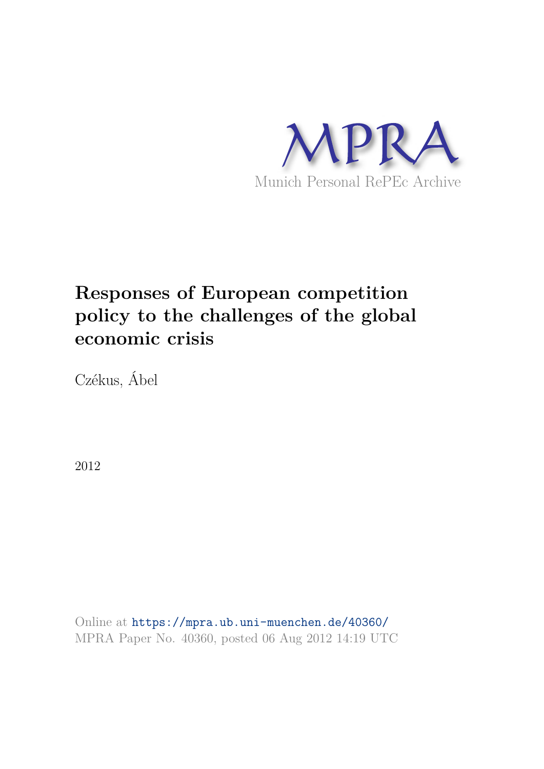MPRA

Munich Personal RePEc Archive

# Responses of European competition policy to the challenges of the global economic crisis

Czékus, Ábel

2012

Online at https://mpra.ub.uni-muenchen.de/40360/
MPRA Paper No. 40360, posted 06 Aug 2012 14:19 UTC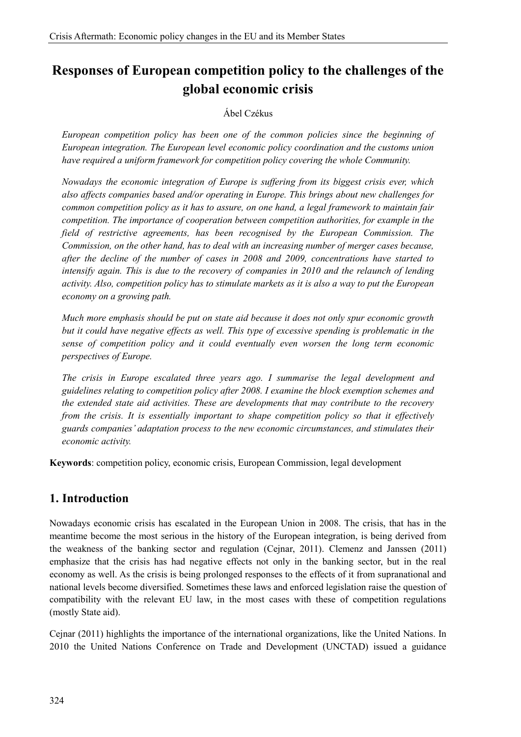# Responses of European competition policy to the challenges of the global economic crisis

Ábel Czékus

*European competition policy has been one of the common policies since the beginning of European integration. The European level economic policy coordination and the customs union have required a uniform framework for competition policy covering the whole Community.*

*Nowadays the economic integration of Europe is suffering from its biggest crisis ever, which also affects companies based and/or operating in Europe. This brings about new challenges for common competition policy as it has to assure, on one hand, a legal framework to maintain fair competition. The importance of cooperation between competition authorities, for example in the field of restrictive agreements, has been recognised by the European Commission. The Commission, on the other hand, has to deal with an increasing number of merger cases because, after the decline of the number of cases in 2008 and 2009, concentrations have started to intensify again. This is due to the recovery of companies in 2010 and the relaunch of lending activity. Also, competition policy has to stimulate markets as it is also a way to put the European economy on a growing path.*

*Much more emphasis should be put on state aid because it does not only spur economic growth but it could have negative effects as well. This type of excessive spending is problematic in the sense of competition policy and it could eventually even worsen the long term economic perspectives of Europe.*

*The crisis in Europe escalated three years ago. I summarise the legal development and guidelines relating to competition policy after 2008. I examine the block exemption schemes and the extended state aid activities. These are developments that may contribute to the recovery from the crisis. It is essentially important to shape competition policy so that it effectively guards companies' adaptation process to the new economic circumstances, and stimulates their economic activity.*

**Keywords**: competition policy, economic crisis, European Commission, legal development

## 1. Introduction

Nowadays economic crisis has escalated in the European Union in 2008. The crisis, that has in the meantime become the most serious in the history of the European integration, is being derived from the weakness of the banking sector and regulation (Cejnar, 2011). Clemenz and Janssen (2011) emphasize that the crisis has had negative effects not only in the banking sector, but in the real economy as well. As the crisis is being prolonged responses to the effects of it from supranational and national levels become diversified. Sometimes these laws and enforced legislation raise the question of compatibility with the relevant EU law, in the most cases with these of competition regulations (mostly State aid).

Cejnar (2011) highlights the importance of the international organizations, like the United Nations. In 2010 the United Nations Conference on Trade and Development (UNCTAD) issued a guidance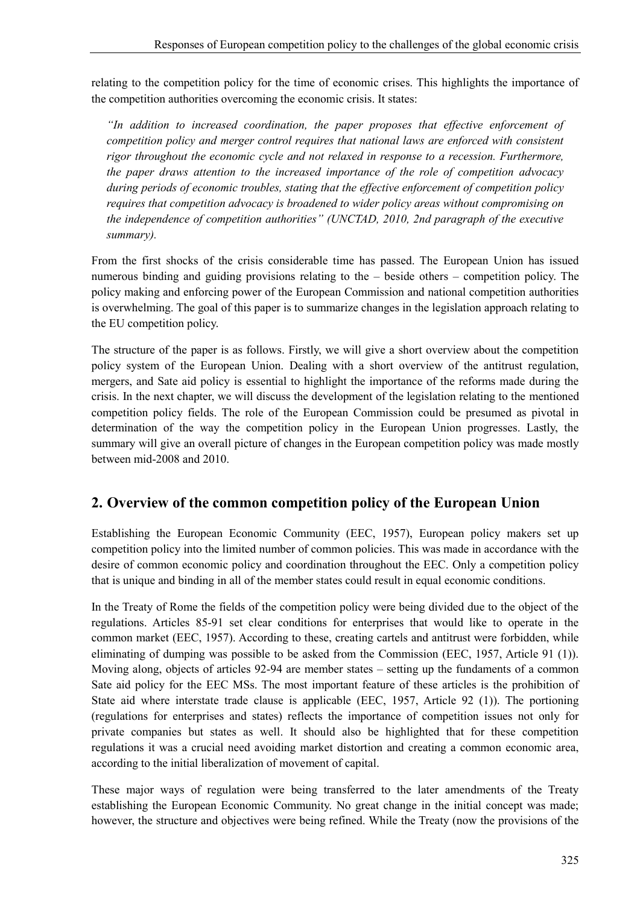relating to the competition policy for the time of economic crises. This highlights the importance of the competition authorities overcoming the economic crisis. It states:

> *"In addition to increased coordination, the paper proposes that effective enforcement of competition policy and merger control requires that national laws are enforced with consistent rigor throughout the economic cycle and not relaxed in response to a recession. Furthermore, the paper draws attention to the increased importance of the role of competition advocacy during periods of economic troubles, stating that the effective enforcement of competition policy requires that competition advocacy is broadened to wider policy areas without compromising on the independence of competition authorities" (UNCTAD, 2010, 2nd paragraph of the executive summary).*

From the first shocks of the crisis considerable time has passed. The European Union has issued numerous binding and guiding provisions relating to the – beside others – competition policy. The policy making and enforcing power of the European Commission and national competition authorities is overwhelming. The goal of this paper is to summarize changes in the legislation approach relating to the EU competition policy.

The structure of the paper is as follows. Firstly, we will give a short overview about the competition policy system of the European Union. Dealing with a short overview of the antitrust regulation, mergers, and Sate aid policy is essential to highlight the importance of the reforms made during the crisis. In the next chapter, we will discuss the development of the legislation relating to the mentioned competition policy fields. The role of the European Commission could be presumed as pivotal in determination of the way the competition policy in the European Union progresses. Lastly, the summary will give an overall picture of changes in the European competition policy was made mostly between mid-2008 and 2010.

## 2. Overview of the common competition policy of the European Union

Establishing the European Economic Community (EEC, 1957), European policy makers set up competition policy into the limited number of common policies. This was made in accordance with the desire of common economic policy and coordination throughout the EEC. Only a competition policy that is unique and binding in all of the member states could result in equal economic conditions.

In the Treaty of Rome the fields of the competition policy were being divided due to the object of the regulations. Articles 85-91 set clear conditions for enterprises that would like to operate in the common market (EEC, 1957). According to these, creating cartels and antitrust were forbidden, while eliminating of dumping was possible to be asked from the Commission (EEC, 1957, Article 91 (1)). Moving along, objects of articles 92-94 are member states – setting up the fundaments of a common Sate aid policy for the EEC MSs. The most important feature of these articles is the prohibition of State aid where interstate trade clause is applicable (EEC, 1957, Article 92 (1)). The portioning (regulations for enterprises and states) reflects the importance of competition issues not only for private companies but states as well. It should also be highlighted that for these competition regulations it was a crucial need avoiding market distortion and creating a common economic area, according to the initial liberalization of movement of capital.

These major ways of regulation were being transferred to the later amendments of the Treaty establishing the European Economic Community. No great change in the initial concept was made; however, the structure and objectives were being refined. While the Treaty (now the provisions of the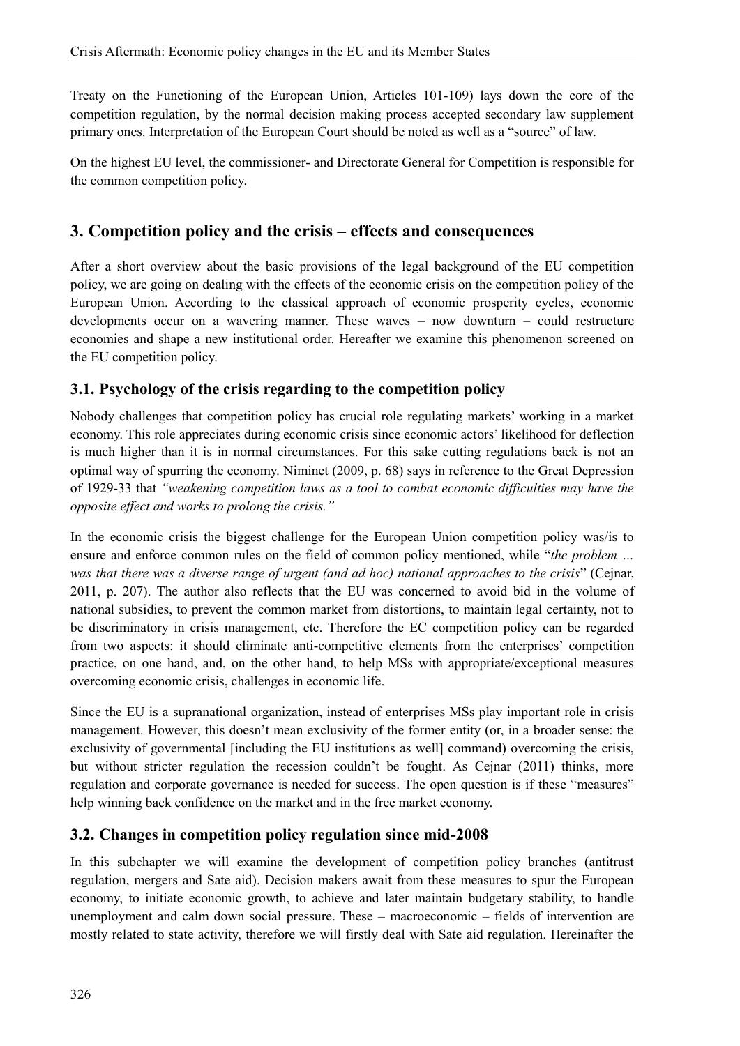Treaty on the Functioning of the European Union, Articles 101-109) lays down the core of the competition regulation, by the normal decision making process accepted secondary law supplement primary ones. Interpretation of the European Court should be noted as well as a "source" of law.

On the highest EU level, the commissioner- and Directorate General for Competition is responsible for the common competition policy.

## 3. Competition policy and the crisis – effects and consequences

After a short overview about the basic provisions of the legal background of the EU competition policy, we are going on dealing with the effects of the economic crisis on the competition policy of the European Union. According to the classical approach of economic prosperity cycles, economic developments occur on a wavering manner. These waves – now downturn – could restructure economies and shape a new institutional order. Hereafter we examine this phenomenon screened on the EU competition policy.

### 3.1. Psychology of the crisis regarding to the competition policy

Nobody challenges that competition policy has crucial role regulating markets' working in a market economy. This role appreciates during economic crisis since economic actors' likelihood for deflection is much higher than it is in normal circumstances. For this sake cutting regulations back is not an optimal way of spurring the economy. Niminet (2009, p. 68) says in reference to the Great Depression of 1929-33 that *"weakening competition laws as a tool to combat economic difficulties may have the opposite effect and works to prolong the crisis."*

In the economic crisis the biggest challenge for the European Union competition policy was/is to ensure and enforce common rules on the field of common policy mentioned, while "*the problem … was that there was a diverse range of urgent (and ad hoc) national approaches to the crisis*" (Cejnar, 2011, p. 207). The author also reflects that the EU was concerned to avoid bid in the volume of national subsidies, to prevent the common market from distortions, to maintain legal certainty, not to be discriminatory in crisis management, etc. Therefore the EC competition policy can be regarded from two aspects: it should eliminate anti-competitive elements from the enterprises' competition practice, on one hand, and, on the other hand, to help MSs with appropriate/exceptional measures overcoming economic crisis, challenges in economic life.

Since the EU is a supranational organization, instead of enterprises MSs play important role in crisis management. However, this doesn't mean exclusivity of the former entity (or, in a broader sense: the exclusivity of governmental [including the EU institutions as well] command) overcoming the crisis, but without stricter regulation the recession couldn't be fought. As Cejnar (2011) thinks, more regulation and corporate governance is needed for success. The open question is if these "measures" help winning back confidence on the market and in the free market economy.

### 3.2. Changes in competition policy regulation since mid-2008

In this subchapter we will examine the development of competition policy branches (antitrust regulation, mergers and Sate aid). Decision makers await from these measures to spur the European economy, to initiate economic growth, to achieve and later maintain budgetary stability, to handle unemployment and calm down social pressure. These – macroeconomic – fields of intervention are mostly related to state activity, therefore we will firstly deal with Sate aid regulation. Hereinafter the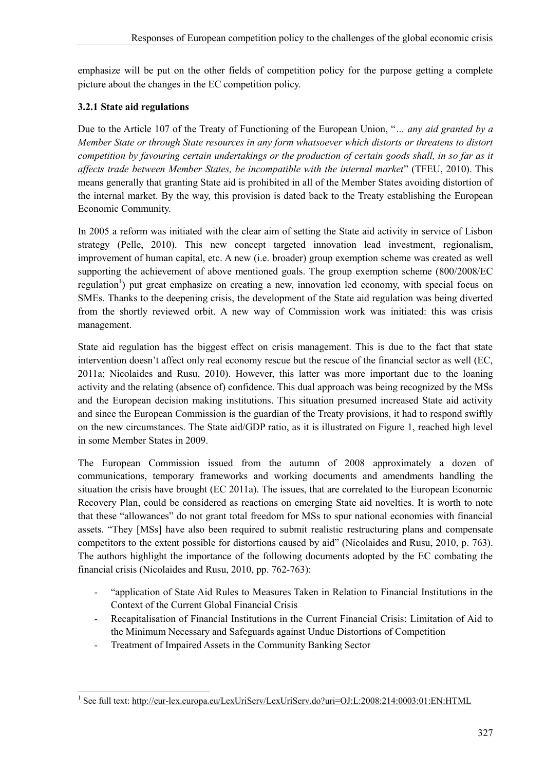emphasize will be put on the other fields of competition policy for the purpose getting a complete picture about the changes in the EC competition policy.

### 3.2.1 State aid regulations

Due to the Article 107 of the Treaty of Functioning of the European Union, "*… any aid granted by a Member State or through State resources in any form whatsoever which distorts or threatens to distort competition by favouring certain undertakings or the production of certain goods shall, in so far as it affects trade between Member States, be incompatible with the internal market*" (TFEU, 2010). This means generally that granting State aid is prohibited in all of the Member States avoiding distortion of the internal market. By the way, this provision is dated back to the Treaty establishing the European Economic Community.

In 2005 a reform was initiated with the clear aim of setting the State aid activity in service of Lisbon strategy (Pelle, 2010). This new concept targeted innovation lead investment, regionalism, improvement of human capital, etc. A new (i.e. broader) group exemption scheme was created as well supporting the achievement of above mentioned goals. The group exemption scheme (800/2008/EC regulation[1]) put great emphasize on creating a new, innovation led economy, with special focus on SMEs. Thanks to the deepening crisis, the development of the State aid regulation was being diverted from the shortly reviewed orbit. A new way of Commission work was initiated: this was crisis management.

State aid regulation has the biggest effect on crisis management. This is due to the fact that state intervention doesn't affect only real economy rescue but the rescue of the financial sector as well (EC, 2011a; Nicolaides and Rusu, 2010). However, this latter was more important due to the loaning activity and the relating (absence of) confidence. This dual approach was being recognized by the MSs and the European decision making institutions. This situation presumed increased State aid activity and since the European Commission is the guardian of the Treaty provisions, it had to respond swiftly on the new circumstances. The State aid/GDP ratio, as it is illustrated on Figure 1, reached high level in some Member States in 2009.

The European Commission issued from the autumn of 2008 approximately a dozen of communications, temporary frameworks and working documents and amendments handling the situation the crisis have brought (EC 2011a). The issues, that are correlated to the European Economic Recovery Plan, could be considered as reactions on emerging State aid novelties. It is worth to note that these "allowances" do not grant total freedom for MSs to spur national economies with financial assets. "They [MSs] have also been required to submit realistic restructuring plans and compensate competitors to the extent possible for distortions caused by aid" (Nicolaides and Rusu, 2010, p. 763). The authors highlight the importance of the following documents adopted by the EC combating the financial crisis (Nicolaides and Rusu, 2010, pp. 762-763):

- "application of State Aid Rules to Measures Taken in Relation to Financial Institutions in the Context of the Current Global Financial Crisis
- Recapitalisation of Financial Institutions in the Current Financial Crisis: Limitation of Aid to the Minimum Necessary and Safeguards against Undue Distortions of Competition
- Treatment of Impaired Assets in the Community Banking Sector

---

[1] See full text: http://eur-lex.europa.eu/LexUriServ/LexUriServ.do?uri=OJ:L:2008:214:0003:01:EN:HTML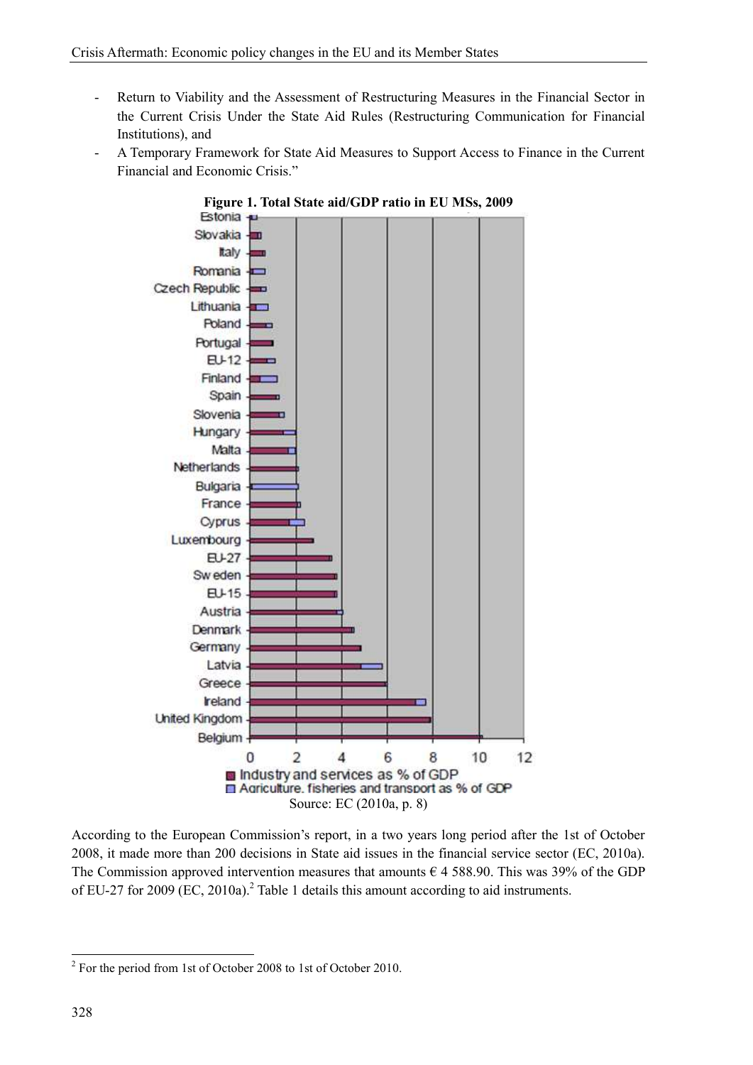- Return to Viability and the Assessment of Restructuring Measures in the Financial Sector in the Current Crisis Under the State Aid Rules (Restructuring Communication for Financial Institutions), and
- A Temporary Framework for State Aid Measures to Support Access to Finance in the Current Financial and Economic Crisis."

**Figure 1. Total State aid/GDP ratio in EU MSs, 2009**

Source: EC (2010a, p. 8)

According to the European Commission's report, in a two years long period after the 1st of October 2008, it made more than 200 decisions in State aid issues in the financial service sector (EC, 2010a). The Commission approved intervention measures that amounts € 4 588.90. This was 39% of the GDP of EU-27 for 2009 (EC, 2010a).[2] Table 1 details this amount according to aid instruments.

[2] For the period from 1st of October 2008 to 1st of October 2010.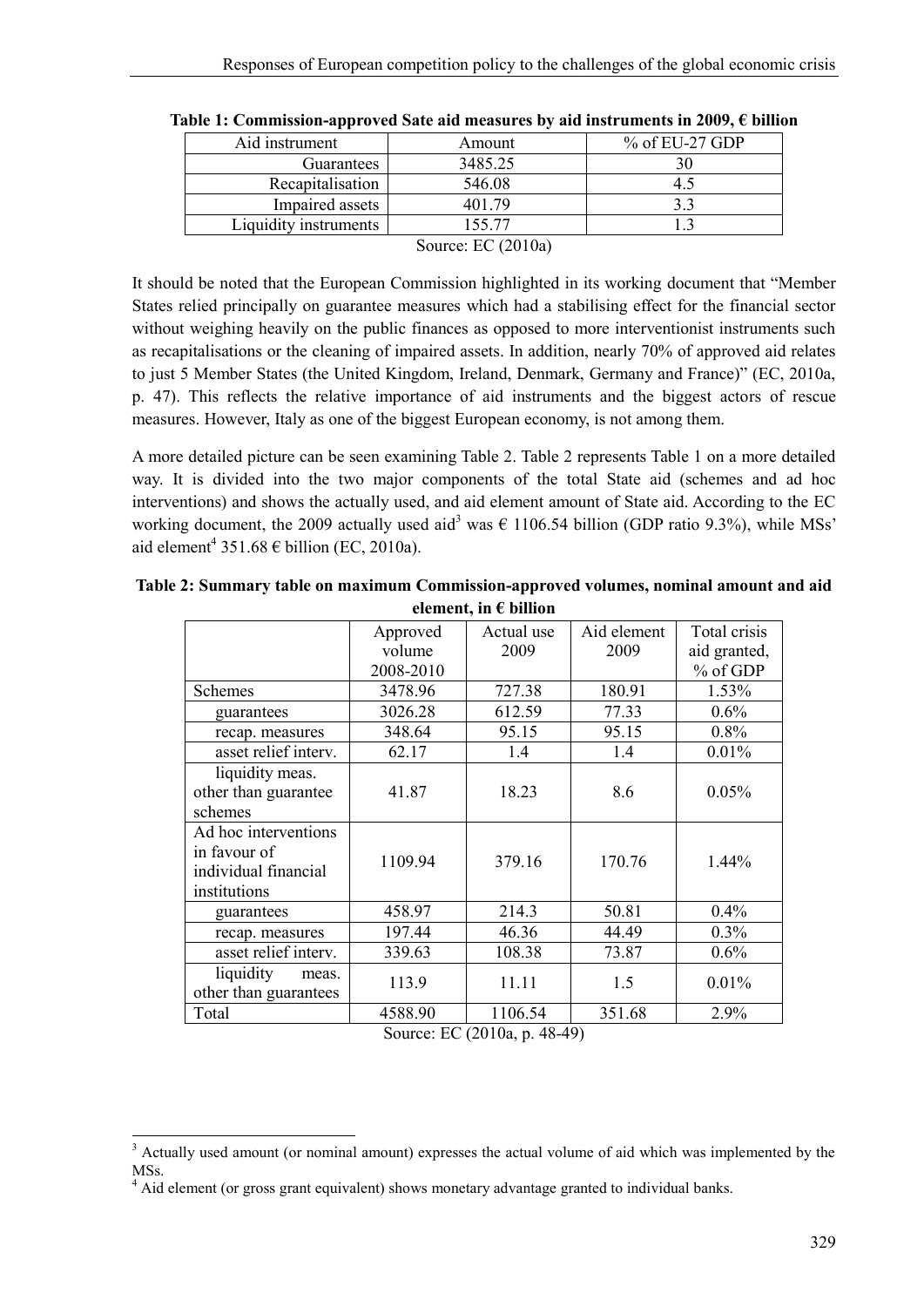**Table 1: Commission-approved Sate aid measures by aid instruments in 2009, € billion**

| Aid instrument | Amount | % of EU-27 GDP |
|---|---|---|
| Guarantees | 3485.25 | 30 |
| Recapitalisation | 546.08 | 4.5 |
| Impaired assets | 401.79 | 3.3 |
| Liquidity instruments | 155.77 | 1.3 |

Source: EC (2010a)

It should be noted that the European Commission highlighted in its working document that "Member States relied principally on guarantee measures which had a stabilising effect for the financial sector without weighing heavily on the public finances as opposed to more interventionist instruments such as recapitalisations or the cleaning of impaired assets. In addition, nearly 70% of approved aid relates to just 5 Member States (the United Kingdom, Ireland, Denmark, Germany and France)" (EC, 2010a, p. 47). This reflects the relative importance of aid instruments and the biggest actors of rescue measures. However, Italy as one of the biggest European economy, is not among them.

A more detailed picture can be seen examining Table 2. Table 2 represents Table 1 on a more detailed way. It is divided into the two major components of the total State aid (schemes and ad hoc interventions) and shows the actually used, and aid element amount of State aid. According to the EC working document, the 2009 actually used aid[3] was € 1106.54 billion (GDP ratio 9.3%), while MSs' aid element[4] 351.68 € billion (EC, 2010a).

**Table 2: Summary table on maximum Commission-approved volumes, nominal amount and aid element, in € billion**

| | Approved volume 2008-2010 | Actual use 2009 | Aid element 2009 | Total crisis aid granted, % of GDP |
|---|---|---|---|---|
| Schemes | 3478.96 | 727.38 | 180.91 | 1.53% |
| guarantees | 3026.28 | 612.59 | 77.33 | 0.6% |
| recap. measures | 348.64 | 95.15 | 95.15 | 0.8% |
| asset relief interv. | 62.17 | 1.4 | 1.4 | 0.01% |
| liquidity meas. other than guarantee schemes | 41.87 | 18.23 | 8.6 | 0.05% |
| Ad hoc interventions in favour of individual financial institutions | 1109.94 | 379.16 | 170.76 | 1.44% |
| guarantees | 458.97 | 214.3 | 50.81 | 0.4% |
| recap. measures | 197.44 | 46.36 | 44.49 | 0.3% |
| asset relief interv. | 339.63 | 108.38 | 73.87 | 0.6% |
| liquidity meas. other than guarantees | 113.9 | 11.11 | 1.5 | 0.01% |
| Total | 4588.90 | 1106.54 | 351.68 | 2.9% |

Source: EC (2010a, p. 48-49)

[3] Actually used amount (or nominal amount) expresses the actual volume of aid which was implemented by the MSs.

[4] Aid element (or gross grant equivalent) shows monetary advantage granted to individual banks.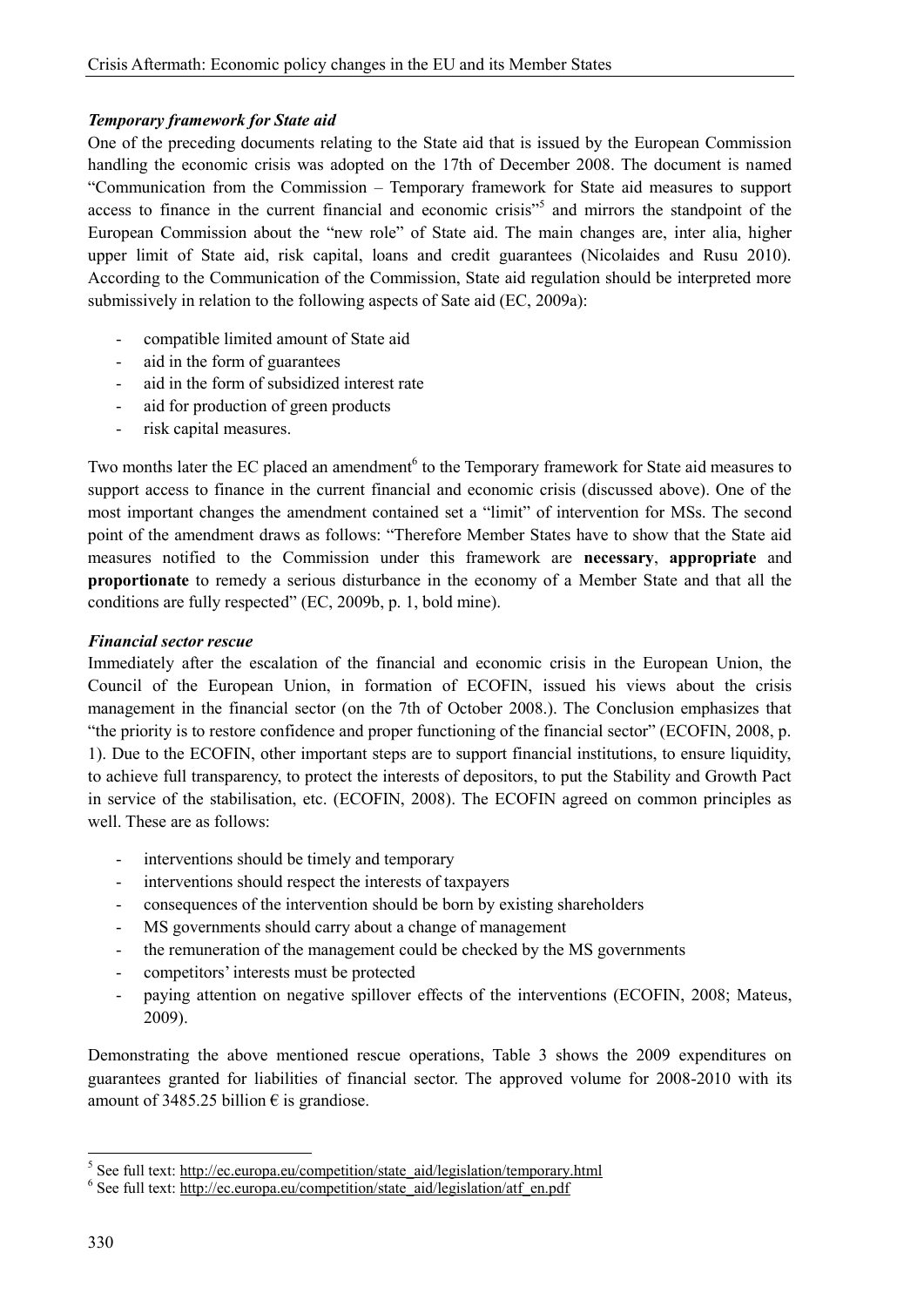### *Temporary framework for State aid*

One of the preceding documents relating to the State aid that is issued by the European Commission handling the economic crisis was adopted on the 17th of December 2008. The document is named "Communication from the Commission – Temporary framework for State aid measures to support access to finance in the current financial and economic crisis"[5] and mirrors the standpoint of the European Commission about the "new role" of State aid. The main changes are, inter alia, higher upper limit of State aid, risk capital, loans and credit guarantees (Nicolaides and Rusu 2010). According to the Communication of the Commission, State aid regulation should be interpreted more submissively in relation to the following aspects of Sate aid (EC, 2009a):

- compatible limited amount of State aid
- aid in the form of guarantees
- aid in the form of subsidized interest rate
- aid for production of green products
- risk capital measures.

Two months later the EC placed an amendment[6] to the Temporary framework for State aid measures to support access to finance in the current financial and economic crisis (discussed above). One of the most important changes the amendment contained set a "limit" of intervention for MSs. The second point of the amendment draws as follows: "Therefore Member States have to show that the State aid measures notified to the Commission under this framework are **necessary**, **appropriate** and **proportionate** to remedy a serious disturbance in the economy of a Member State and that all the conditions are fully respected" (EC, 2009b, p. 1, bold mine).

### *Financial sector rescue*

Immediately after the escalation of the financial and economic crisis in the European Union, the Council of the European Union, in formation of ECOFIN, issued his views about the crisis management in the financial sector (on the 7th of October 2008.). The Conclusion emphasizes that "the priority is to restore confidence and proper functioning of the financial sector" (ECOFIN, 2008, p. 1). Due to the ECOFIN, other important steps are to support financial institutions, to ensure liquidity, to achieve full transparency, to protect the interests of depositors, to put the Stability and Growth Pact in service of the stabilisation, etc. (ECOFIN, 2008). The ECOFIN agreed on common principles as well. These are as follows:

- interventions should be timely and temporary
- interventions should respect the interests of taxpayers
- consequences of the intervention should be born by existing shareholders
- MS governments should carry about a change of management
- the remuneration of the management could be checked by the MS governments
- competitors' interests must be protected
- paying attention on negative spillover effects of the interventions (ECOFIN, 2008; Mateus, 2009).

Demonstrating the above mentioned rescue operations, Table 3 shows the 2009 expenditures on guarantees granted for liabilities of financial sector. The approved volume for 2008-2010 with its amount of 3485.25 billion € is grandiose.

[5] See full text: http://ec.europa.eu/competition/state_aid/legislation/temporary.html

[6] See full text: http://ec.europa.eu/competition/state_aid/legislation/atf_en.pdf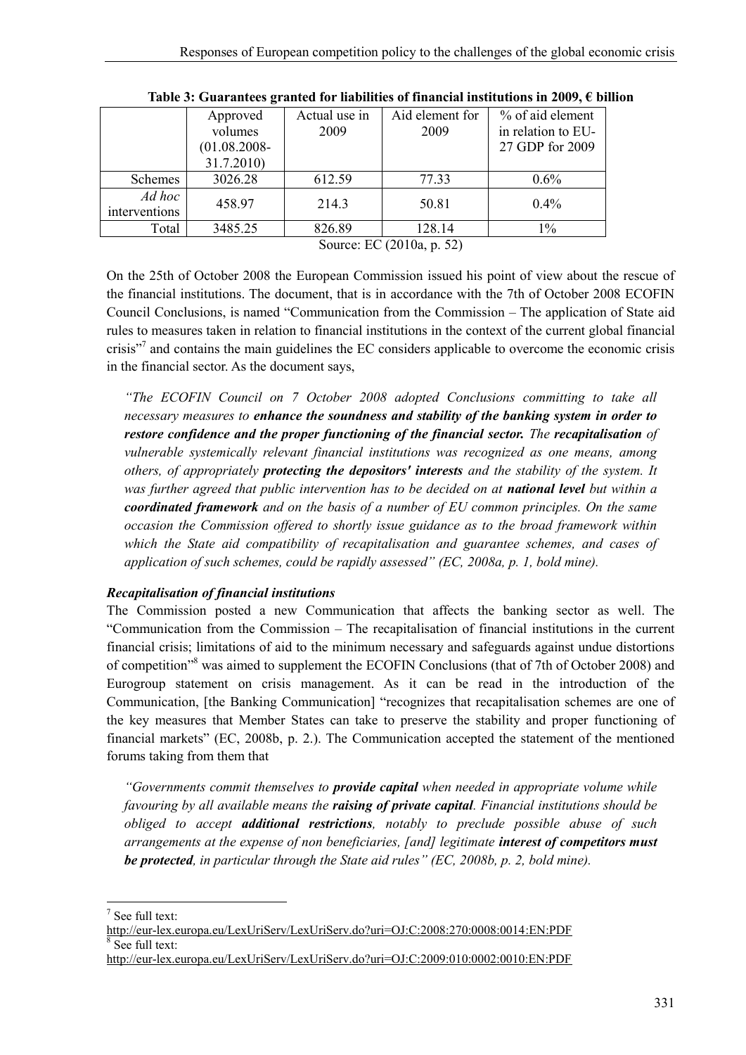**Table 3: Guarantees granted for liabilities of financial institutions in 2009, € billion**

| | Approved volumes (01.08.2008-31.7.2010) | Actual use in 2009 | Aid element for 2009 | % of aid element in relation to EU-27 GDP for 2009 |
|---|---|---|---|---|
| Schemes | 3026.28 | 612.59 | 77.33 | 0.6% |
| *Ad hoc* interventions | 458.97 | 214.3 | 50.81 | 0.4% |
| Total | 3485.25 | 826.89 | 128.14 | 1% |

Source: EC (2010a, p. 52)

On the 25th of October 2008 the European Commission issued his point of view about the rescue of the financial institutions. The document, that is in accordance with the 7th of October 2008 ECOFIN Council Conclusions, is named "Communication from the Commission – The application of State aid rules to measures taken in relation to financial institutions in the context of the current global financial crisis"[7] and contains the main guidelines the EC considers applicable to overcome the economic crisis in the financial sector. As the document says,

> *"The ECOFIN Council on 7 October 2008 adopted Conclusions committing to take all necessary measures to **enhance the soundness and stability of the banking system in order to restore confidence and the proper functioning of the financial sector.** The **recapitalisation** of vulnerable systemically relevant financial institutions was recognized as one means, among others, of appropriately **protecting the depositors' interests** and the stability of the system. It was further agreed that public intervention has to be decided on at **national level** but within a **coordinated framework** and on the basis of a number of EU common principles. On the same occasion the Commission offered to shortly issue guidance as to the broad framework within which the State aid compatibility of recapitalisation and guarantee schemes, and cases of application of such schemes, could be rapidly assessed" (EC, 2008a, p. 1, bold mine).*

***Recapitalisation of financial institutions***

The Commission posted a new Communication that affects the banking sector as well. The "Communication from the Commission – The recapitalisation of financial institutions in the current financial crisis; limitations of aid to the minimum necessary and safeguards against undue distortions of competition"[8] was aimed to supplement the ECOFIN Conclusions (that of 7th of October 2008) and Eurogroup statement on crisis management. As it can be read in the introduction of the Communication, [the Banking Communication] "recognizes that recapitalisation schemes are one of the key measures that Member States can take to preserve the stability and proper functioning of financial markets" (EC, 2008b, p. 2.). The Communication accepted the statement of the mentioned forums taking from them that

> *"Governments commit themselves to **provide capital** when needed in appropriate volume while favouring by all available means the **raising of private capital**. Financial institutions should be obliged to accept **additional restrictions**, notably to preclude possible abuse of such arrangements at the expense of non beneficiaries, [and] legitimate **interest of competitors must be protected**, in particular through the State aid rules" (EC, 2008b, p. 2, bold mine).*

---

[7] See full text:
http://eur-lex.europa.eu/LexUriServ/LexUriServ.do?uri=OJ:C:2008:270:0008:0014:EN:PDF

[8] See full text:
http://eur-lex.europa.eu/LexUriServ/LexUriServ.do?uri=OJ:C:2009:010:0002:0010:EN:PDF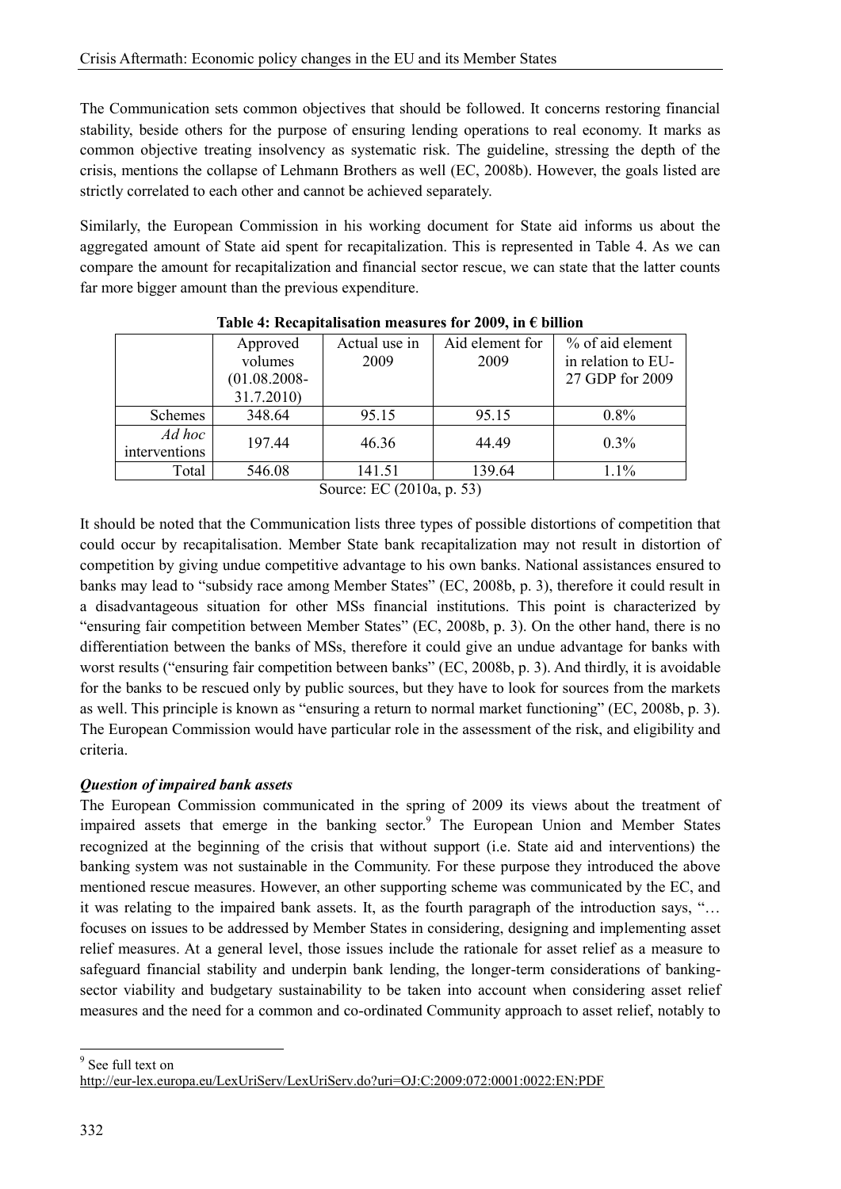The Communication sets common objectives that should be followed. It concerns restoring financial stability, beside others for the purpose of ensuring lending operations to real economy. It marks as common objective treating insolvency as systematic risk. The guideline, stressing the depth of the crisis, mentions the collapse of Lehmann Brothers as well (EC, 2008b). However, the goals listed are strictly correlated to each other and cannot be achieved separately.

Similarly, the European Commission in his working document for State aid informs us about the aggregated amount of State aid spent for recapitalization. This is represented in Table 4. As we can compare the amount for recapitalization and financial sector rescue, we can state that the latter counts far more bigger amount than the previous expenditure.

**Table 4: Recapitalisation measures for 2009, in € billion**

| | Approved volumes (01.08.2008-31.7.2010) | Actual use in 2009 | Aid element for 2009 | % of aid element in relation to EU-27 GDP for 2009 |
|---|---|---|---|---|
| Schemes | 348.64 | 95.15 | 95.15 | 0.8% |
| *Ad hoc* interventions | 197.44 | 46.36 | 44.49 | 0.3% |
| Total | 546.08 | 141.51 | 139.64 | 1.1% |

Source: EC (2010a, p. 53)

It should be noted that the Communication lists three types of possible distortions of competition that could occur by recapitalisation. Member State bank recapitalization may not result in distortion of competition by giving undue competitive advantage to his own banks. National assistances ensured to banks may lead to "subsidy race among Member States" (EC, 2008b, p. 3), therefore it could result in a disadvantageous situation for other MSs financial institutions. This point is characterized by "ensuring fair competition between Member States" (EC, 2008b, p. 3). On the other hand, there is no differentiation between the banks of MSs, therefore it could give an undue advantage for banks with worst results ("ensuring fair competition between banks" (EC, 2008b, p. 3). And thirdly, it is avoidable for the banks to be rescued only by public sources, but they have to look for sources from the markets as well. This principle is known as "ensuring a return to normal market functioning" (EC, 2008b, p. 3). The European Commission would have particular role in the assessment of the risk, and eligibility and criteria.

***Question of impaired bank assets***

The European Commission communicated in the spring of 2009 its views about the treatment of impaired assets that emerge in the banking sector.[9] The European Union and Member States recognized at the beginning of the crisis that without support (i.e. State aid and interventions) the banking system was not sustainable in the Community. For these purpose they introduced the above mentioned rescue measures. However, an other supporting scheme was communicated by the EC, and it was relating to the impaired bank assets. It, as the fourth paragraph of the introduction says, "… focuses on issues to be addressed by Member States in considering, designing and implementing asset relief measures. At a general level, those issues include the rationale for asset relief as a measure to safeguard financial stability and underpin bank lending, the longer-term considerations of banking-sector viability and budgetary sustainability to be taken into account when considering asset relief measures and the need for a common and co-ordinated Community approach to asset relief, notably to

---

[9] See full text on http://eur-lex.europa.eu/LexUriServ/LexUriServ.do?uri=OJ:C:2009:072:0001:0022:EN:PDF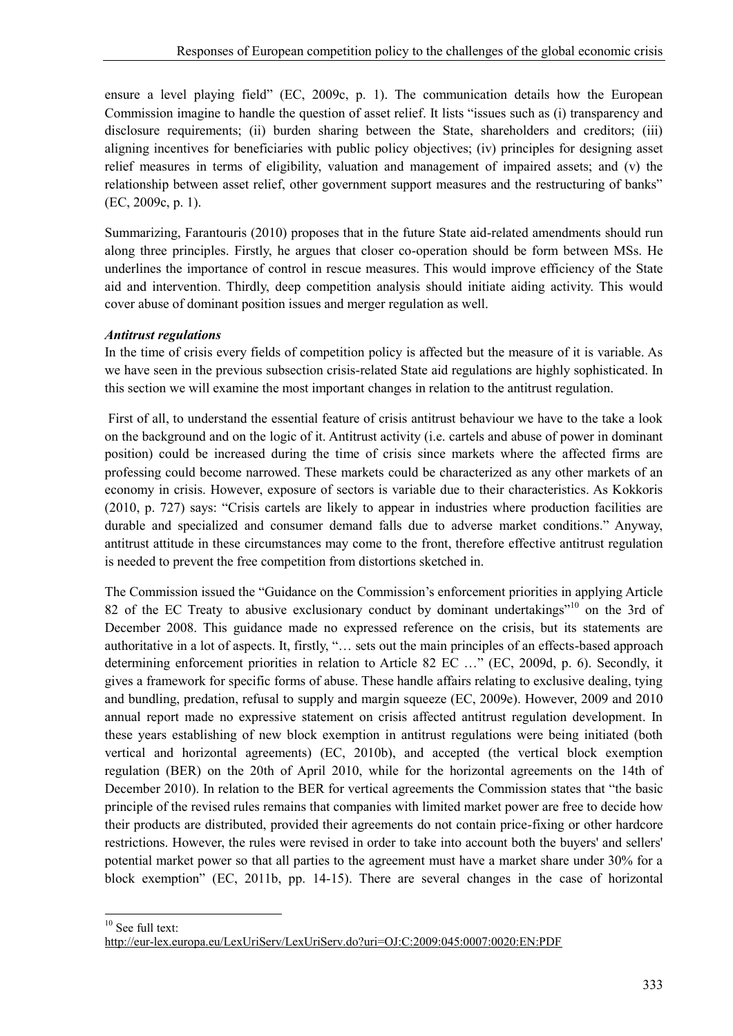ensure a level playing field" (EC, 2009c, p. 1). The communication details how the European Commission imagine to handle the question of asset relief. It lists "issues such as (i) transparency and disclosure requirements; (ii) burden sharing between the State, shareholders and creditors; (iii) aligning incentives for beneficiaries with public policy objectives; (iv) principles for designing asset relief measures in terms of eligibility, valuation and management of impaired assets; and (v) the relationship between asset relief, other government support measures and the restructuring of banks" (EC, 2009c, p. 1).

Summarizing, Farantouris (2010) proposes that in the future State aid-related amendments should run along three principles. Firstly, he argues that closer co-operation should be form between MSs. He underlines the importance of control in rescue measures. This would improve efficiency of the State aid and intervention. Thirdly, deep competition analysis should initiate aiding activity. This would cover abuse of dominant position issues and merger regulation as well.

***Antitrust regulations***

In the time of crisis every fields of competition policy is affected but the measure of it is variable. As we have seen in the previous subsection crisis-related State aid regulations are highly sophisticated. In this section we will examine the most important changes in relation to the antitrust regulation.

First of all, to understand the essential feature of crisis antitrust behaviour we have to the take a look on the background and on the logic of it. Antitrust activity (i.e. cartels and abuse of power in dominant position) could be increased during the time of crisis since markets where the affected firms are professing could become narrowed. These markets could be characterized as any other markets of an economy in crisis. However, exposure of sectors is variable due to their characteristics. As Kokkoris (2010, p. 727) says: "Crisis cartels are likely to appear in industries where production facilities are durable and specialized and consumer demand falls due to adverse market conditions." Anyway, antitrust attitude in these circumstances may come to the front, therefore effective antitrust regulation is needed to prevent the free competition from distortions sketched in.

The Commission issued the "Guidance on the Commission's enforcement priorities in applying Article 82 of the EC Treaty to abusive exclusionary conduct by dominant undertakings"[10] on the 3rd of December 2008. This guidance made no expressed reference on the crisis, but its statements are authoritative in a lot of aspects. It, firstly, "… sets out the main principles of an effects-based approach determining enforcement priorities in relation to Article 82 EC …" (EC, 2009d, p. 6). Secondly, it gives a framework for specific forms of abuse. These handle affairs relating to exclusive dealing, tying and bundling, predation, refusal to supply and margin squeeze (EC, 2009e). However, 2009 and 2010 annual report made no expressive statement on crisis affected antitrust regulation development. In these years establishing of new block exemption in antitrust regulations were being initiated (both vertical and horizontal agreements) (EC, 2010b), and accepted (the vertical block exemption regulation (BER) on the 20th of April 2010, while for the horizontal agreements on the 14th of December 2010). In relation to the BER for vertical agreements the Commission states that "the basic principle of the revised rules remains that companies with limited market power are free to decide how their products are distributed, provided their agreements do not contain price-fixing or other hardcore restrictions. However, the rules were revised in order to take into account both the buyers' and sellers' potential market power so that all parties to the agreement must have a market share under 30% for a block exemption" (EC, 2011b, pp. 14-15). There are several changes in the case of horizontal

---

[10] See full text:
http://eur-lex.europa.eu/LexUriServ/LexUriServ.do?uri=OJ:C:2009:045:0007:0020:EN:PDF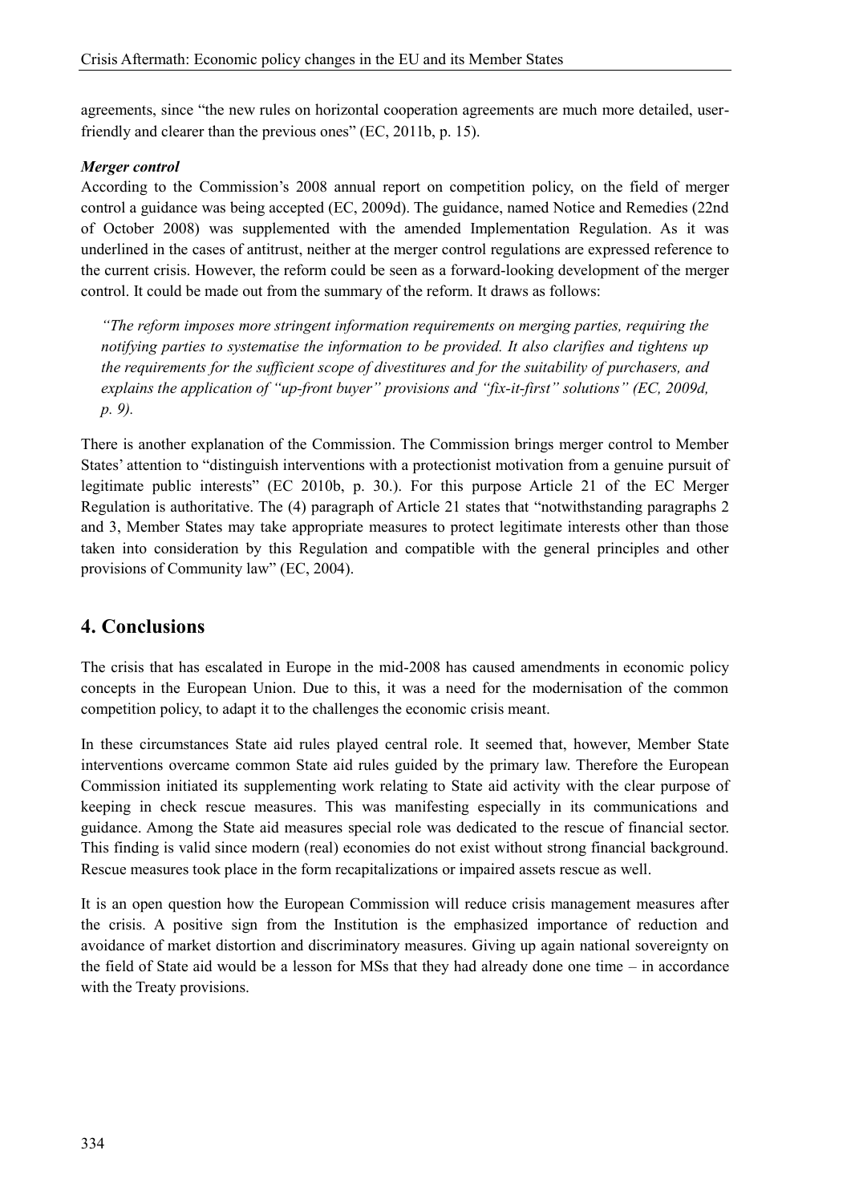agreements, since "the new rules on horizontal cooperation agreements are much more detailed, user-friendly and clearer than the previous ones" (EC, 2011b, p. 15).

***Merger control***

According to the Commission's 2008 annual report on competition policy, on the field of merger control a guidance was being accepted (EC, 2009d). The guidance, named Notice and Remedies (22nd of October 2008) was supplemented with the amended Implementation Regulation. As it was underlined in the cases of antitrust, neither at the merger control regulations are expressed reference to the current crisis. However, the reform could be seen as a forward-looking development of the merger control. It could be made out from the summary of the reform. It draws as follows:

> *"The reform imposes more stringent information requirements on merging parties, requiring the notifying parties to systematise the information to be provided. It also clarifies and tightens up the requirements for the sufficient scope of divestitures and for the suitability of purchasers, and explains the application of "up-front buyer" provisions and "fix-it-first" solutions" (EC, 2009d, p. 9).*

There is another explanation of the Commission. The Commission brings merger control to Member States' attention to "distinguish interventions with a protectionist motivation from a genuine pursuit of legitimate public interests" (EC 2010b, p. 30.). For this purpose Article 21 of the EC Merger Regulation is authoritative. The (4) paragraph of Article 21 states that "notwithstanding paragraphs 2 and 3, Member States may take appropriate measures to protect legitimate interests other than those taken into consideration by this Regulation and compatible with the general principles and other provisions of Community law" (EC, 2004).

## 4. Conclusions

The crisis that has escalated in Europe in the mid-2008 has caused amendments in economic policy concepts in the European Union. Due to this, it was a need for the modernisation of the common competition policy, to adapt it to the challenges the economic crisis meant.

In these circumstances State aid rules played central role. It seemed that, however, Member State interventions overcame common State aid rules guided by the primary law. Therefore the European Commission initiated its supplementing work relating to State aid activity with the clear purpose of keeping in check rescue measures. This was manifesting especially in its communications and guidance. Among the State aid measures special role was dedicated to the rescue of financial sector. This finding is valid since modern (real) economies do not exist without strong financial background. Rescue measures took place in the form recapitalizations or impaired assets rescue as well.

It is an open question how the European Commission will reduce crisis management measures after the crisis. A positive sign from the Institution is the emphasized importance of reduction and avoidance of market distortion and discriminatory measures. Giving up again national sovereignty on the field of State aid would be a lesson for MSs that they had already done one time – in accordance with the Treaty provisions.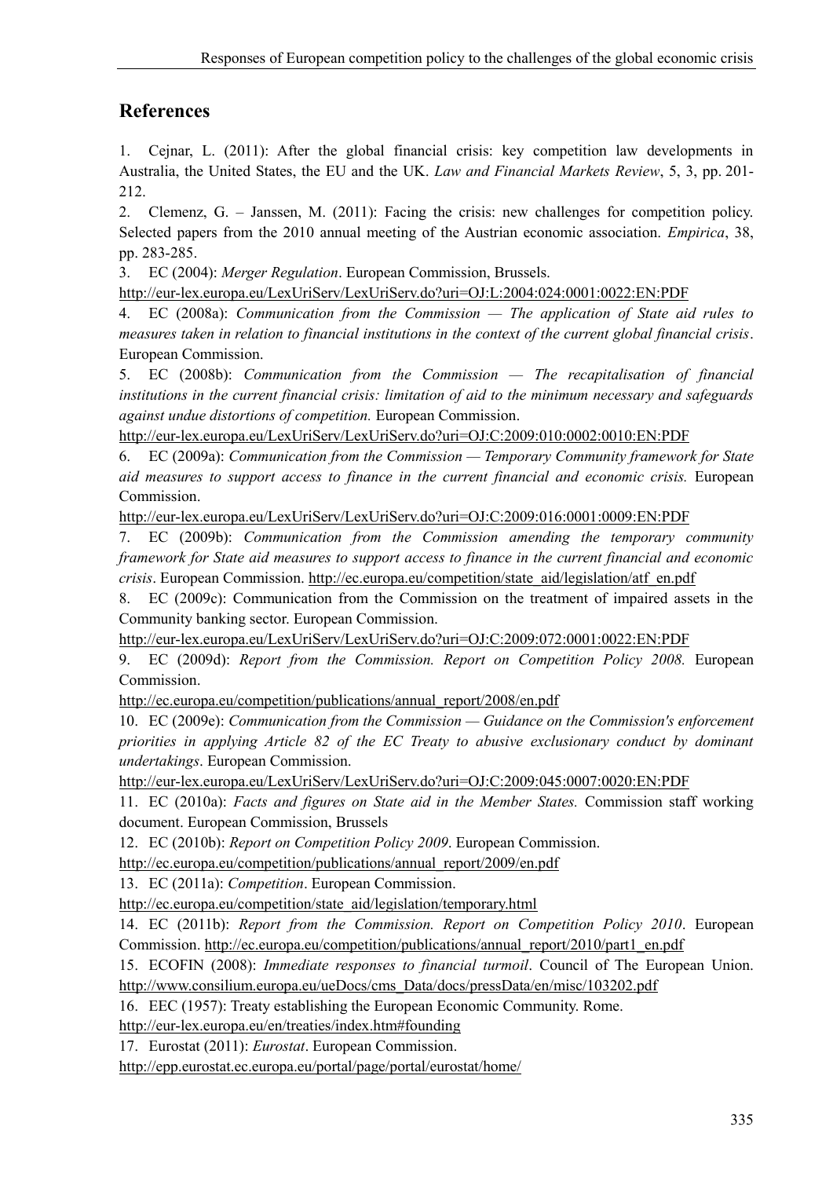## References

1. Cejnar, L. (2011): After the global financial crisis: key competition law developments in Australia, the United States, the EU and the UK. *Law and Financial Markets Review*, 5, 3, pp. 201-212.
2. Clemenz, G. – Janssen, M. (2011): Facing the crisis: new challenges for competition policy. Selected papers from the 2010 annual meeting of the Austrian economic association. *Empirica*, 38, pp. 283-285.
3. EC (2004): *Merger Regulation*. European Commission, Brussels. http://eur-lex.europa.eu/LexUriServ/LexUriServ.do?uri=OJ:L:2004:024:0001:0022:EN:PDF
4. EC (2008a): *Communication from the Commission — The application of State aid rules to measures taken in relation to financial institutions in the context of the current global financial crisis*. European Commission.
5. EC (2008b): *Communication from the Commission — The recapitalisation of financial institutions in the current financial crisis: limitation of aid to the minimum necessary and safeguards against undue distortions of competition.* European Commission. http://eur-lex.europa.eu/LexUriServ/LexUriServ.do?uri=OJ:C:2009:010:0002:0010:EN:PDF
6. EC (2009a): *Communication from the Commission — Temporary Community framework for State aid measures to support access to finance in the current financial and economic crisis.* European Commission. http://eur-lex.europa.eu/LexUriServ/LexUriServ.do?uri=OJ:C:2009:016:0001:0009:EN:PDF
7. EC (2009b): *Communication from the Commission amending the temporary community framework for State aid measures to support access to finance in the current financial and economic crisis*. European Commission. http://ec.europa.eu/competition/state_aid/legislation/atf_en.pdf
8. EC (2009c): Communication from the Commission on the treatment of impaired assets in the Community banking sector. European Commission. http://eur-lex.europa.eu/LexUriServ/LexUriServ.do?uri=OJ:C:2009:072:0001:0022:EN:PDF
9. EC (2009d): *Report from the Commission. Report on Competition Policy 2008.* European Commission. http://ec.europa.eu/competition/publications/annual_report/2008/en.pdf
10. EC (2009e): *Communication from the Commission — Guidance on the Commission's enforcement priorities in applying Article 82 of the EC Treaty to abusive exclusionary conduct by dominant undertakings*. European Commission. http://eur-lex.europa.eu/LexUriServ/LexUriServ.do?uri=OJ:C:2009:045:0007:0020:EN:PDF
11. EC (2010a): *Facts and figures on State aid in the Member States.* Commission staff working document. European Commission, Brussels
12. EC (2010b): *Report on Competition Policy 2009*. European Commission. http://ec.europa.eu/competition/publications/annual_report/2009/en.pdf
13. EC (2011a): *Competition*. European Commission. http://ec.europa.eu/competition/state_aid/legislation/temporary.html
14. EC (2011b): *Report from the Commission. Report on Competition Policy 2010*. European Commission. http://ec.europa.eu/competition/publications/annual_report/2010/part1_en.pdf
15. ECOFIN (2008): *Immediate responses to financial turmoil*. Council of The European Union. http://www.consilium.europa.eu/ueDocs/cms_Data/docs/pressData/en/misc/103202.pdf
16. EEC (1957): Treaty establishing the European Economic Community. Rome. http://eur-lex.europa.eu/en/treaties/index.htm#founding
17. Eurostat (2011): *Eurostat*. European Commission. http://epp.eurostat.ec.europa.eu/portal/page/portal/eurostat/home/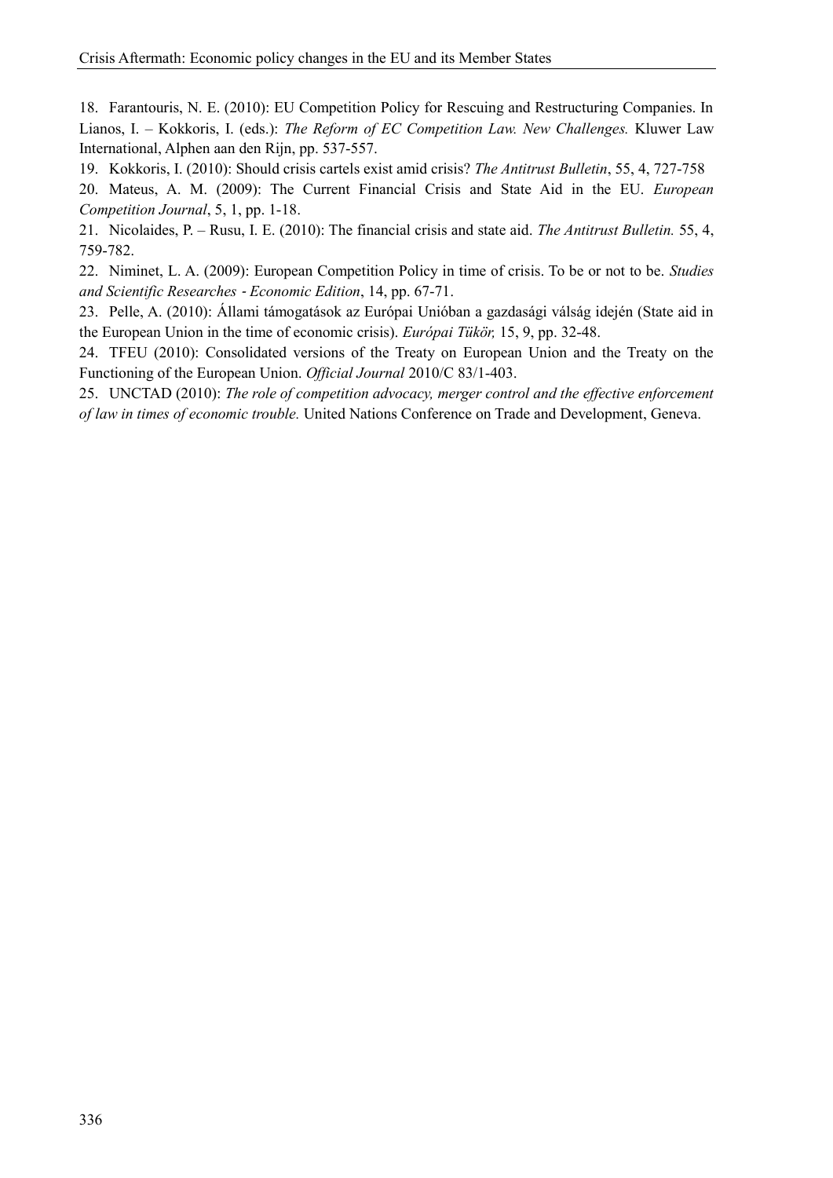18. Farantouris, N. E. (2010): EU Competition Policy for Rescuing and Restructuring Companies. In Lianos, I. – Kokkoris, I. (eds.): *The Reform of EC Competition Law. New Challenges.* Kluwer Law International, Alphen aan den Rijn, pp. 537-557.

19. Kokkoris, I. (2010): Should crisis cartels exist amid crisis? *The Antitrust Bulletin*, 55, 4, 727-758

20. Mateus, A. M. (2009): The Current Financial Crisis and State Aid in the EU. *European Competition Journal*, 5, 1, pp. 1-18.

21. Nicolaides, P. – Rusu, I. E. (2010): The financial crisis and state aid. *The Antitrust Bulletin.* 55, 4, 759-782.

22. Niminet, L. A. (2009): European Competition Policy in time of crisis. To be or not to be. *Studies and Scientific Researches - Economic Edition*, 14, pp. 67-71.

23. Pelle, A. (2010): Állami támogatások az Európai Unióban a gazdasági válság idején (State aid in the European Union in the time of economic crisis). *Európai Tükör,* 15, 9, pp. 32-48.

24. TFEU (2010): Consolidated versions of the Treaty on European Union and the Treaty on the Functioning of the European Union. *Official Journal* 2010/C 83/1-403.

25. UNCTAD (2010): *The role of competition advocacy, merger control and the effective enforcement of law in times of economic trouble.* United Nations Conference on Trade and Development, Geneva.